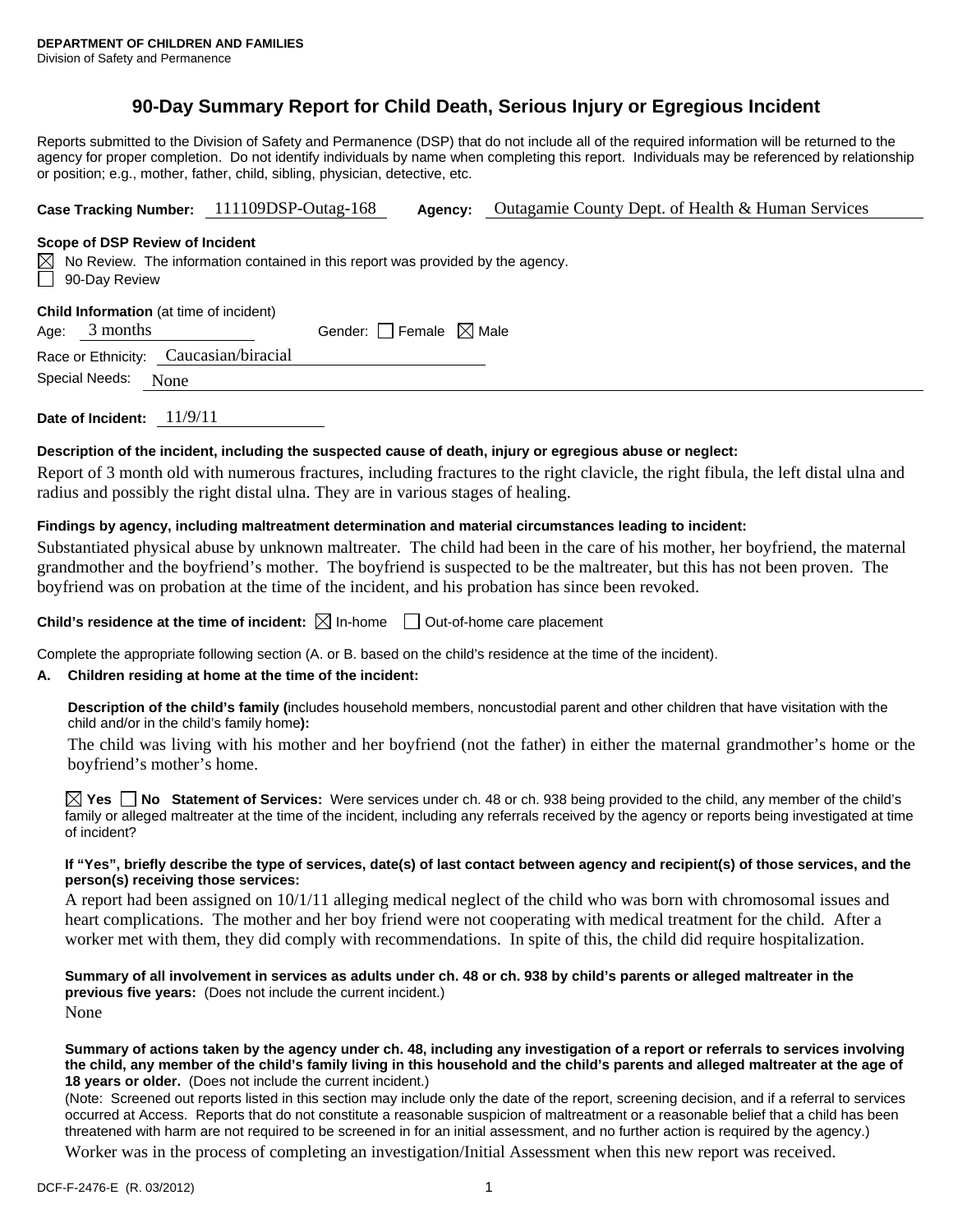**DEPARTMENT OF CHILDREN AND FAMILIES**
Division of Safety and Permanence

# 90-Day Summary Report for Child Death, Serious Injury or Egregious Incident

Reports submitted to the Division of Safety and Permanence (DSP) that do not include all of the required information will be returned to the agency for proper completion. Do not identify individuals by name when completing this report. Individuals may be referenced by relationship or position; e.g., mother, father, child, sibling, physician, detective, etc.

**Case Tracking Number:** 111109DSP-Outag-168 **Agency:** Outagamie County Dept. of Health & Human Services

**Scope of DSP Review of Incident**

☒ No Review. The information contained in this report was provided by the agency.
☐ 90-Day Review

**Child Information** (at time of incident)

Age: 3 months Gender: ☐ Female ☒ Male

Race or Ethnicity: Caucasian/biracial

Special Needs: None

**Date of Incident:** 11/9/11

**Description of the incident, including the suspected cause of death, injury or egregious abuse or neglect:**

Report of 3 month old with numerous fractures, including fractures to the right clavicle, the right fibula, the left distal ulna and radius and possibly the right distal ulna. They are in various stages of healing.

**Findings by agency, including maltreatment determination and material circumstances leading to incident:**

Substantiated physical abuse by unknown maltreater. The child had been in the care of his mother, her boyfriend, the maternal grandmother and the boyfriend's mother. The boyfriend is suspected to be the maltreater, but this has not been proven. The boyfriend was on probation at the time of the incident, and his probation has since been revoked.

**Child's residence at the time of incident:** ☒ In-home ☐ Out-of-home care placement

Complete the appropriate following section (A. or B. based on the child's residence at the time of the incident).

**A. Children residing at home at the time of the incident:**

**Description of the child's family (**includes household members, noncustodial parent and other children that have visitation with the child and/or in the child's family home**):**

The child was living with his mother and her boyfriend (not the father) in either the maternal grandmother's home or the boyfriend's mother's home.

☒ **Yes** ☐ **No Statement of Services:** Were services under ch. 48 or ch. 938 being provided to the child, any member of the child's family or alleged maltreater at the time of the incident, including any referrals received by the agency or reports being investigated at time of incident?

**If "Yes", briefly describe the type of services, date(s) of last contact between agency and recipient(s) of those services, and the person(s) receiving those services:**

A report had been assigned on 10/1/11 alleging medical neglect of the child who was born with chromosomal issues and heart complications. The mother and her boy friend were not cooperating with medical treatment for the child. After a worker met with them, they did comply with recommendations. In spite of this, the child did require hospitalization.

**Summary of all involvement in services as adults under ch. 48 or ch. 938 by child's parents or alleged maltreater in the previous five years:** (Does not include the current incident.)

None

**Summary of actions taken by the agency under ch. 48, including any investigation of a report or referrals to services involving the child, any member of the child's family living in this household and the child's parents and alleged maltreater at the age of 18 years or older.** (Does not include the current incident.)

(Note: Screened out reports listed in this section may include only the date of the report, screening decision, and if a referral to services occurred at Access. Reports that do not constitute a reasonable suspicion of maltreatment or a reasonable belief that a child has been threatened with harm are not required to be screened in for an initial assessment, and no further action is required by the agency.)

Worker was in the process of completing an investigation/Initial Assessment when this new report was received.

DCF-F-2476-E (R. 03/2012)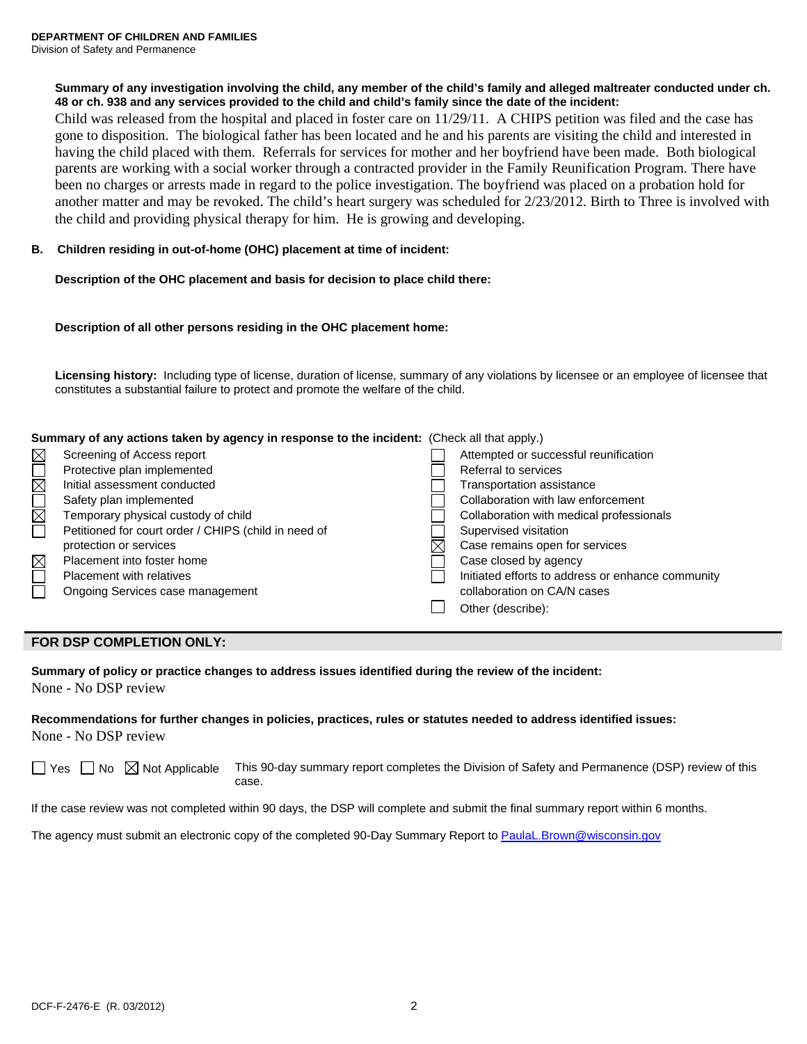**DEPARTMENT OF CHILDREN AND FAMILIES**
Division of Safety and Permanence

**Summary of any investigation involving the child, any member of the child's family and alleged maltreater conducted under ch. 48 or ch. 938 and any services provided to the child and child's family since the date of the incident:**

Child was released from the hospital and placed in foster care on 11/29/11. A CHIPS petition was filed and the case has gone to disposition. The biological father has been located and he and his parents are visiting the child and interested in having the child placed with them. Referrals for services for mother and her boyfriend have been made. Both biological parents are working with a social worker through a contracted provider in the Family Reunification Program. There have been no charges or arrests made in regard to the police investigation. The boyfriend was placed on a probation hold for another matter and may be revoked. The child's heart surgery was scheduled for 2/23/2012. Birth to Three is involved with the child and providing physical therapy for him. He is growing and developing.

## B. Children residing in out-of-home (OHC) placement at time of incident:

**Description of the OHC placement and basis for decision to place child there:**

**Description of all other persons residing in the OHC placement home:**

**Licensing history:** Including type of license, duration of license, summary of any violations by licensee or an employee of licensee that constitutes a substantial failure to protect and promote the welfare of the child.

**Summary of any actions taken by agency in response to the incident:** (Check all that apply.)

- ☒ Screening of Access report
- ☐ Protective plan implemented
- ☒ Initial assessment conducted
- ☐ Safety plan implemented
- ☒ Temporary physical custody of child
- ☐ Petitioned for court order / CHIPS (child in need of protection or services
- ☒ Placement into foster home
- ☐ Placement with relatives
- ☐ Ongoing Services case management
- ☐ Attempted or successful reunification
- ☐ Referral to services
- ☐ Transportation assistance
- ☐ Collaboration with law enforcement
- ☐ Collaboration with medical professionals
- ☐ Supervised visitation
- ☒ Case remains open for services
- ☐ Case closed by agency
- ☐ Initiated efforts to address or enhance community collaboration on CA/N cases
- ☐ Other (describe):

## FOR DSP COMPLETION ONLY:

**Summary of policy or practice changes to address issues identified during the review of the incident:**
None - No DSP review

**Recommendations for further changes in policies, practices, rules or statutes needed to address identified issues:**
None - No DSP review

☐ Yes ☐ No ☒ Not Applicable This 90-day summary report completes the Division of Safety and Permanence (DSP) review of this case.

If the case review was not completed within 90 days, the DSP will complete and submit the final summary report within 6 months.

The agency must submit an electronic copy of the completed 90-Day Summary Report to PaulaL.Brown@wisconsin.gov

DCF-F-2476-E (R. 03/2012)